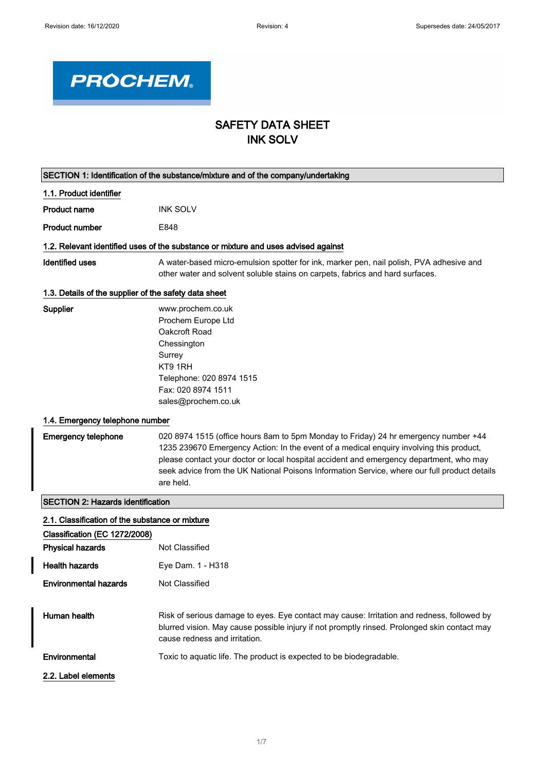# SAFETY DATA SHEET
# INK SOLV

## SECTION 1: Identification of the substance/mixture and of the company/undertaking

### 1.1. Product identifier

**Product name** INK SOLV

**Product number** E848

### 1.2. Relevant identified uses of the substance or mixture and uses advised against

**Identified uses** A water-based micro-emulsion spotter for ink, marker pen, nail polish, PVA adhesive and other water and solvent soluble stains on carpets, fabrics and hard surfaces.

### 1.3. Details of the supplier of the safety data sheet

**Supplier**
www.prochem.co.uk
Prochem Europe Ltd
Oakcroft Road
Chessington
Surrey
KT9 1RH
Telephone: 020 8974 1515
Fax: 020 8974 1511
sales@prochem.co.uk

### 1.4. Emergency telephone number

**Emergency telephone** 020 8974 1515 (office hours 8am to 5pm Monday to Friday) 24 hr emergency number +44 1235 239670 Emergency Action: In the event of a medical enquiry involving this product, please contact your doctor or local hospital accident and emergency department, who may seek advice from the UK National Poisons Information Service, where our full product details are held.

## SECTION 2: Hazards identification

### 2.1. Classification of the substance or mixture

**Classification (EC 1272/2008)**

**Physical hazards** Not Classified

**Health hazards** Eye Dam. 1 - H318

**Environmental hazards** Not Classified

**Human health** Risk of serious damage to eyes. Eye contact may cause: Irritation and redness, followed by blurred vision. May cause possible injury if not promptly rinsed. Prolonged skin contact may cause redness and irritation.

**Environmental** Toxic to aquatic life. The product is expected to be biodegradable.

### 2.2. Label elements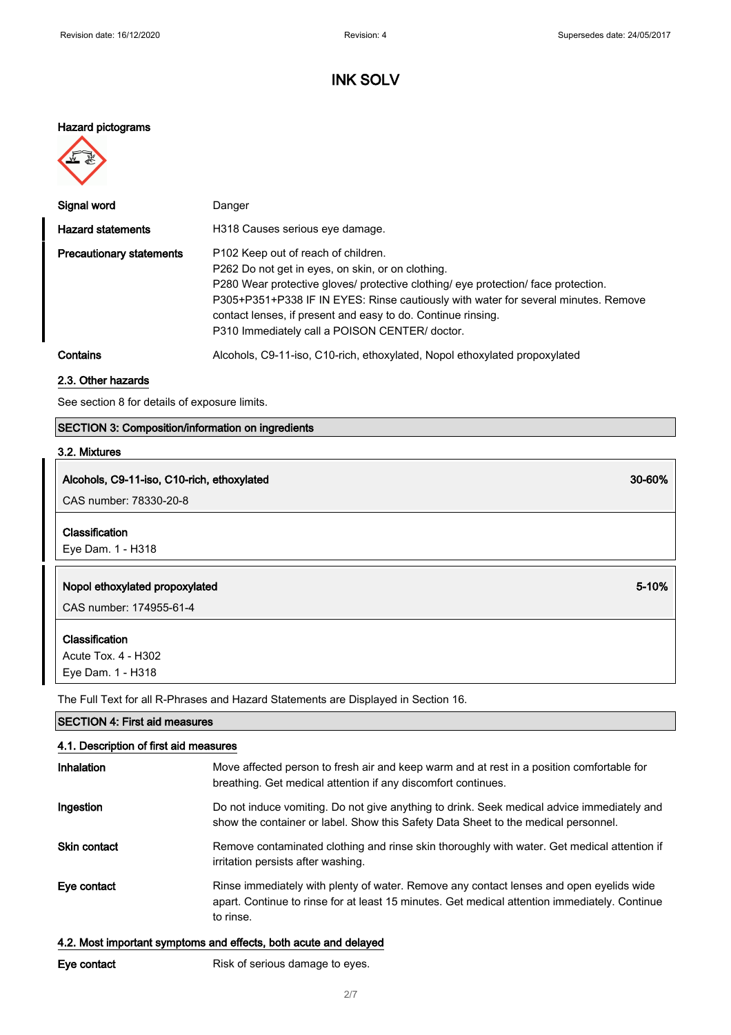## INK SOLV

**Hazard pictograms**

| | |
|---|---|
| **Signal word** | Danger |
| **Hazard statements** | H318 Causes serious eye damage. |
| **Precautionary statements** | P102 Keep out of reach of children.<br>P262 Do not get in eyes, on skin, or on clothing.<br>P280 Wear protective gloves/ protective clothing/ eye protection/ face protection.<br>P305+P351+P338 IF IN EYES: Rinse cautiously with water for several minutes. Remove contact lenses, if present and easy to do. Continue rinsing.<br>P310 Immediately call a POISON CENTER/ doctor. |
| **Contains** | Alcohols, C9-11-iso, C10-rich, ethoxylated, Nopol ethoxylated propoxylated |

### 2.3. Other hazards

See section 8 for details of exposure limits.

## SECTION 3: Composition/information on ingredients

### 3.2. Mixtures

| | |
|---|---|
| **Alcohols, C9-11-iso, C10-rich, ethoxylated** | **30-60%** |
| CAS number: 78330-20-8 | |
| **Classification**<br>Eye Dam. 1 - H318 | |

| | |
|---|---|
| **Nopol ethoxylated propoxylated** | **5-10%** |
| CAS number: 174955-61-4 | |
| **Classification**<br>Acute Tox. 4 - H302<br>Eye Dam. 1 - H318 | |

The Full Text for all R-Phrases and Hazard Statements are Displayed in Section 16.

## SECTION 4: First aid measures

### 4.1. Description of first aid measures

| | |
|---|---|
| **Inhalation** | Move affected person to fresh air and keep warm and at rest in a position comfortable for breathing. Get medical attention if any discomfort continues. |
| **Ingestion** | Do not induce vomiting. Do not give anything to drink. Seek medical advice immediately and show the container or label. Show this Safety Data Sheet to the medical personnel. |
| **Skin contact** | Remove contaminated clothing and rinse skin thoroughly with water. Get medical attention if irritation persists after washing. |
| **Eye contact** | Rinse immediately with plenty of water. Remove any contact lenses and open eyelids wide apart. Continue to rinse for at least 15 minutes. Get medical attention immediately. Continue to rinse. |

### 4.2. Most important symptoms and effects, both acute and delayed

| | |
|---|---|
| **Eye contact** | Risk of serious damage to eyes. |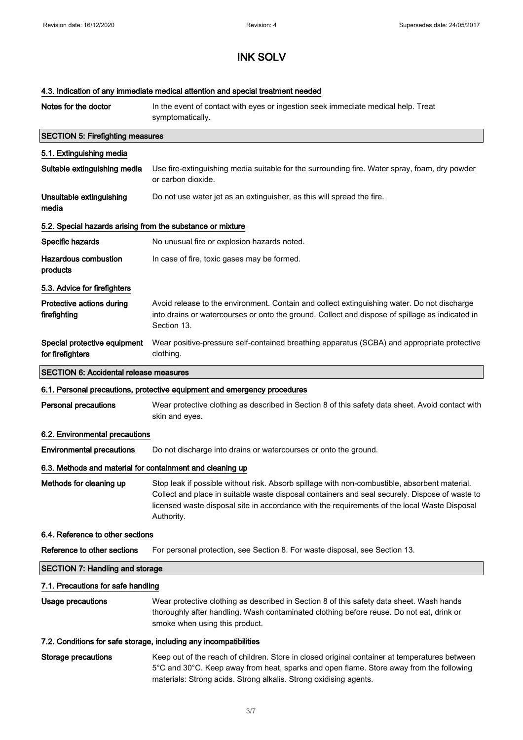# INK SOLV

### 4.3. Indication of any immediate medical attention and special treatment needed

| | |
|---|---|
| **Notes for the doctor** | In the event of contact with eyes or ingestion seek immediate medical help. Treat symptomatically. |

## SECTION 5: Firefighting measures

### 5.1. Extinguishing media

| | |
|---|---|
| **Suitable extinguishing media** | Use fire-extinguishing media suitable for the surrounding fire. Water spray, foam, dry powder or carbon dioxide. |
| **Unsuitable extinguishing media** | Do not use water jet as an extinguisher, as this will spread the fire. |

### 5.2. Special hazards arising from the substance or mixture

| | |
|---|---|
| **Specific hazards** | No unusual fire or explosion hazards noted. |
| **Hazardous combustion products** | In case of fire, toxic gases may be formed. |

### 5.3. Advice for firefighters

| | |
|---|---|
| **Protective actions during firefighting** | Avoid release to the environment. Contain and collect extinguishing water. Do not discharge into drains or watercourses or onto the ground. Collect and dispose of spillage as indicated in Section 13. |
| **Special protective equipment for firefighters** | Wear positive-pressure self-contained breathing apparatus (SCBA) and appropriate protective clothing. |

## SECTION 6: Accidental release measures

### 6.1. Personal precautions, protective equipment and emergency procedures

| | |
|---|---|
| **Personal precautions** | Wear protective clothing as described in Section 8 of this safety data sheet. Avoid contact with skin and eyes. |

### 6.2. Environmental precautions

| | |
|---|---|
| **Environmental precautions** | Do not discharge into drains or watercourses or onto the ground. |

### 6.3. Methods and material for containment and cleaning up

| | |
|---|---|
| **Methods for cleaning up** | Stop leak if possible without risk. Absorb spillage with non-combustible, absorbent material. Collect and place in suitable waste disposal containers and seal securely. Dispose of waste to licensed waste disposal site in accordance with the requirements of the local Waste Disposal Authority. |

### 6.4. Reference to other sections

| | |
|---|---|
| **Reference to other sections** | For personal protection, see Section 8. For waste disposal, see Section 13. |

## SECTION 7: Handling and storage

### 7.1. Precautions for safe handling

| | |
|---|---|
| **Usage precautions** | Wear protective clothing as described in Section 8 of this safety data sheet. Wash hands thoroughly after handling. Wash contaminated clothing before reuse. Do not eat, drink or smoke when using this product. |

### 7.2. Conditions for safe storage, including any incompatibilities

| | |
|---|---|
| **Storage precautions** | Keep out of the reach of children. Store in closed original container at temperatures between 5°C and 30°C. Keep away from heat, sparks and open flame. Store away from the following materials: Strong acids. Strong alkalis. Strong oxidising agents. |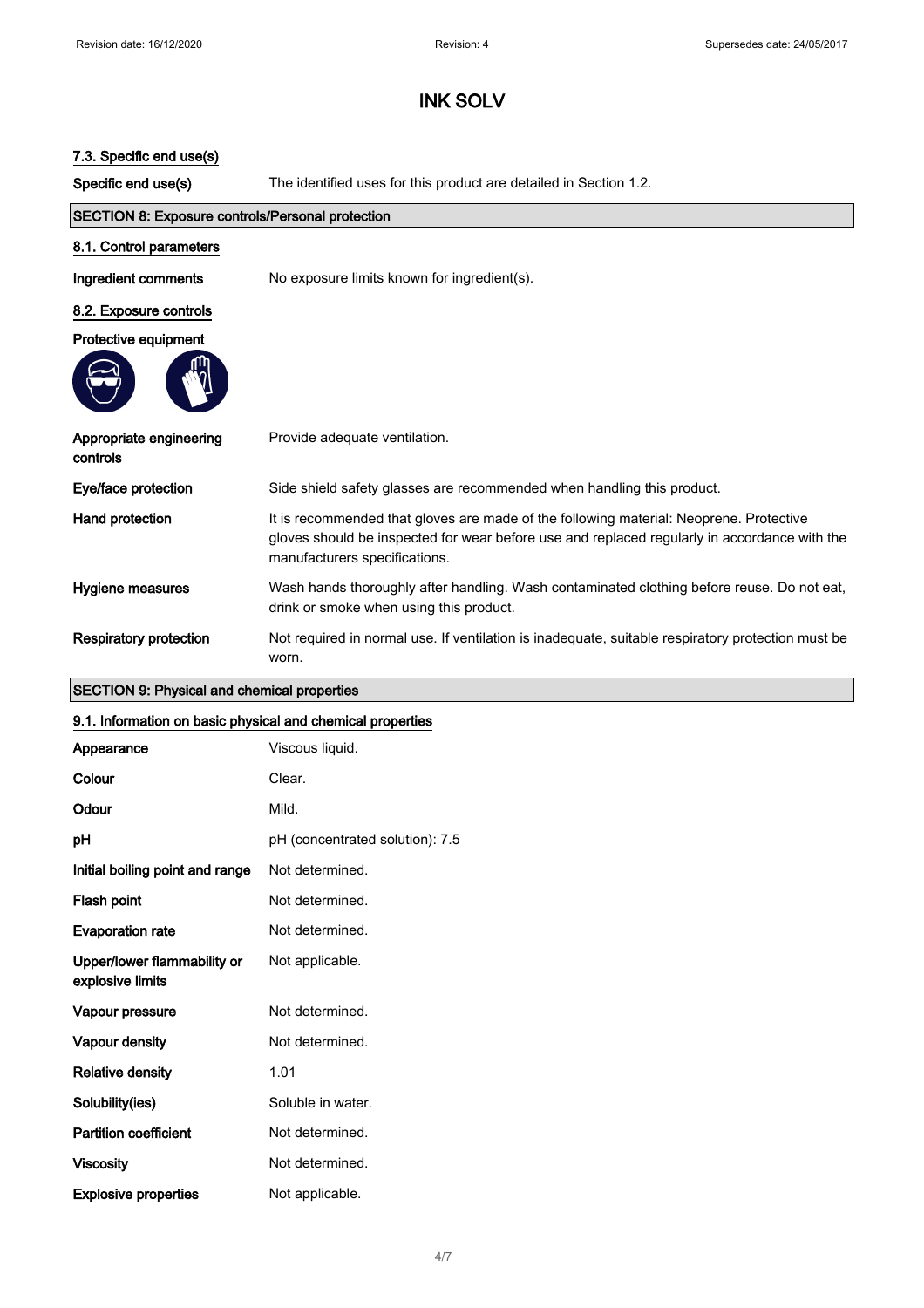# INK SOLV

### 7.3. Specific end use(s)

**Specific end use(s)** The identified uses for this product are detailed in Section 1.2.

## SECTION 8: Exposure controls/Personal protection

### 8.1. Control parameters

**Ingredient comments** No exposure limits known for ingredient(s).

### 8.2. Exposure controls

**Protective equipment**

| | |
|---|---|
| **Appropriate engineering controls** | Provide adequate ventilation. |
| **Eye/face protection** | Side shield safety glasses are recommended when handling this product. |
| **Hand protection** | It is recommended that gloves are made of the following material: Neoprene. Protective gloves should be inspected for wear before use and replaced regularly in accordance with the manufacturers specifications. |
| **Hygiene measures** | Wash hands thoroughly after handling. Wash contaminated clothing before reuse. Do not eat, drink or smoke when using this product. |
| **Respiratory protection** | Not required in normal use. If ventilation is inadequate, suitable respiratory protection must be worn. |

## SECTION 9: Physical and chemical properties

### 9.1. Information on basic physical and chemical properties

| | |
|---|---|
| **Appearance** | Viscous liquid. |
| **Colour** | Clear. |
| **Odour** | Mild. |
| **pH** | pH (concentrated solution): 7.5 |
| **Initial boiling point and range** | Not determined. |
| **Flash point** | Not determined. |
| **Evaporation rate** | Not determined. |
| **Upper/lower flammability or explosive limits** | Not applicable. |
| **Vapour pressure** | Not determined. |
| **Vapour density** | Not determined. |
| **Relative density** | 1.01 |
| **Solubility(ies)** | Soluble in water. |
| **Partition coefficient** | Not determined. |
| **Viscosity** | Not determined. |
| **Explosive properties** | Not applicable. |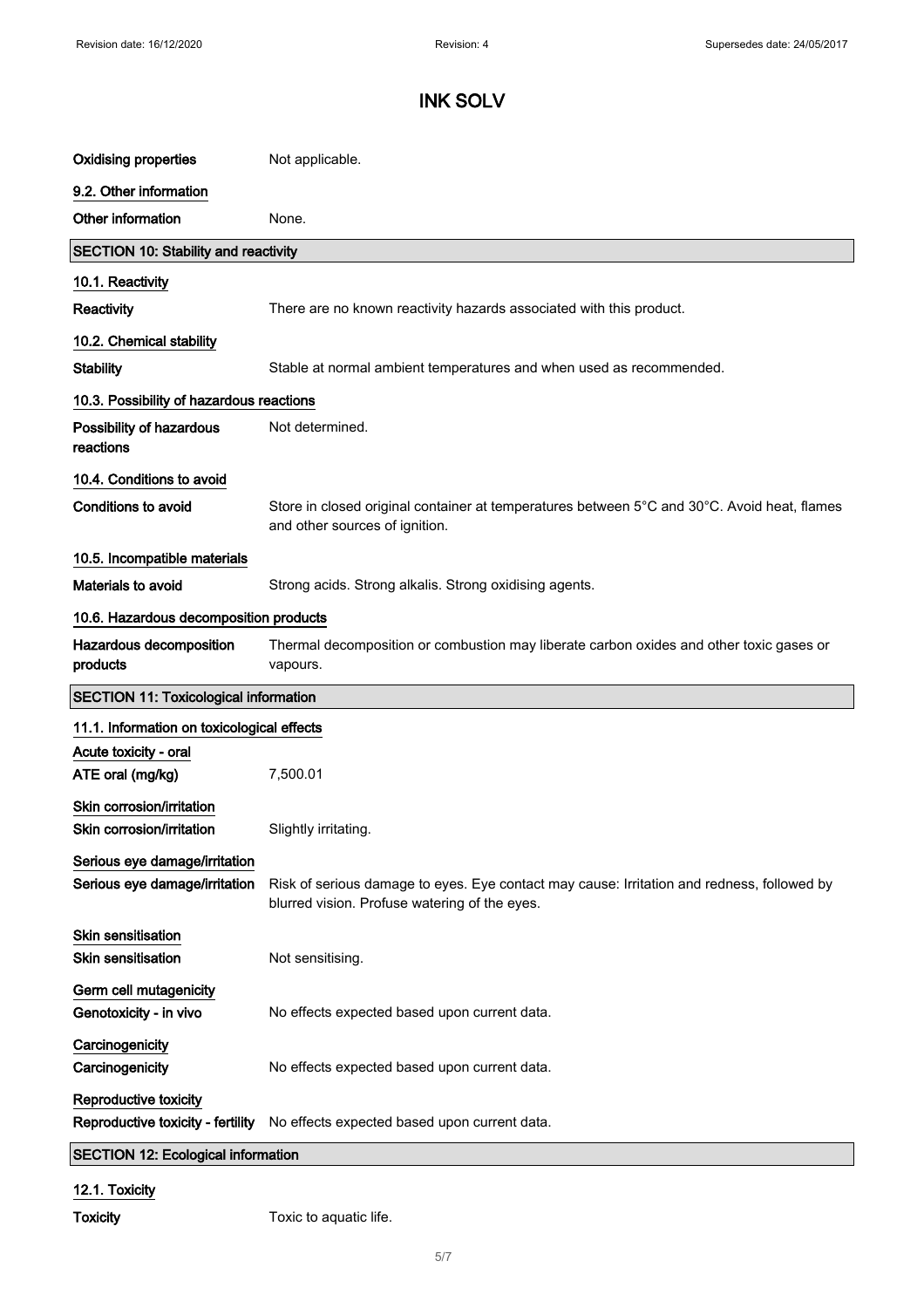# INK SOLV

| | |
|---|---|
| **Oxidising properties** | Not applicable. |

### 9.2. Other information

| | |
|---|---|
| **Other information** | None. |

## SECTION 10: Stability and reactivity

### 10.1. Reactivity

| | |
|---|---|
| **Reactivity** | There are no known reactivity hazards associated with this product. |

### 10.2. Chemical stability

| | |
|---|---|
| **Stability** | Stable at normal ambient temperatures and when used as recommended. |

### 10.3. Possibility of hazardous reactions

| | |
|---|---|
| **Possibility of hazardous reactions** | Not determined. |

### 10.4. Conditions to avoid

| | |
|---|---|
| **Conditions to avoid** | Store in closed original container at temperatures between 5°C and 30°C. Avoid heat, flames and other sources of ignition. |

### 10.5. Incompatible materials

| | |
|---|---|
| **Materials to avoid** | Strong acids. Strong alkalis. Strong oxidising agents. |

### 10.6. Hazardous decomposition products

| | |
|---|---|
| **Hazardous decomposition products** | Thermal decomposition or combustion may liberate carbon oxides and other toxic gases or vapours. |

## SECTION 11: Toxicological information

### 11.1. Information on toxicological effects

**Acute toxicity - oral**

| | |
|---|---|
| **ATE oral (mg/kg)** | 7,500.01 |

**Skin corrosion/irritation**

| | |
|---|---|
| **Skin corrosion/irritation** | Slightly irritating. |

**Serious eye damage/irritation**

| | |
|---|---|
| **Serious eye damage/irritation** | Risk of serious damage to eyes. Eye contact may cause: Irritation and redness, followed by blurred vision. Profuse watering of the eyes. |

**Skin sensitisation**

| | |
|---|---|
| **Skin sensitisation** | Not sensitising. |

**Germ cell mutagenicity**

| | |
|---|---|
| **Genotoxicity - in vivo** | No effects expected based upon current data. |

**Carcinogenicity**

| | |
|---|---|
| **Carcinogenicity** | No effects expected based upon current data. |

**Reproductive toxicity**

| | |
|---|---|
| **Reproductive toxicity - fertility** | No effects expected based upon current data. |

## SECTION 12: Ecological information

### 12.1. Toxicity

| | |
|---|---|
| **Toxicity** | Toxic to aquatic life. |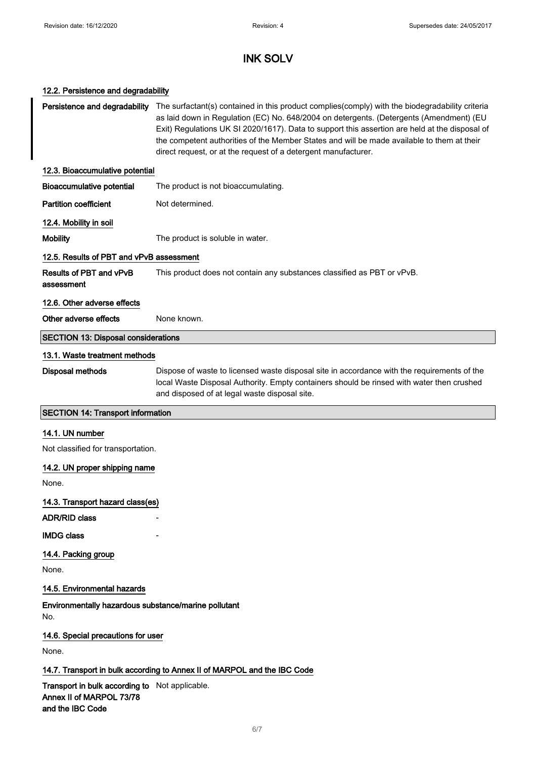# INK SOLV

### 12.2. Persistence and degradability

**Persistence and degradability** The surfactant(s) contained in this product complies(comply) with the biodegradability criteria as laid down in Regulation (EC) No. 648/2004 on detergents. (Detergents (Amendment) (EU Exit) Regulations UK SI 2020/1617). Data to support this assertion are held at the disposal of the competent authorities of the Member States and will be made available to them at their direct request, or at the request of a detergent manufacturer.

### 12.3. Bioaccumulative potential

**Bioaccumulative potential** The product is not bioaccumulating.

**Partition coefficient** Not determined.

### 12.4. Mobility in soil

**Mobility** The product is soluble in water.

### 12.5. Results of PBT and vPvB assessment

**Results of PBT and vPvB assessment** This product does not contain any substances classified as PBT or vPvB.

### 12.6. Other adverse effects

**Other adverse effects** None known.

## SECTION 13: Disposal considerations

### 13.1. Waste treatment methods

**Disposal methods** Dispose of waste to licensed waste disposal site in accordance with the requirements of the local Waste Disposal Authority. Empty containers should be rinsed with water then crushed and disposed of at legal waste disposal site.

## SECTION 14: Transport information

### 14.1. UN number

Not classified for transportation.

### 14.2. UN proper shipping name

None.

### 14.3. Transport hazard class(es)

**ADR/RID class** -

**IMDG class** -

### 14.4. Packing group

None.

### 14.5. Environmental hazards

**Environmentally hazardous substance/marine pollutant**

No.

### 14.6. Special precautions for user

None.

### 14.7. Transport in bulk according to Annex II of MARPOL and the IBC Code

**Transport in bulk according to Annex II of MARPOL 73/78 and the IBC Code** Not applicable.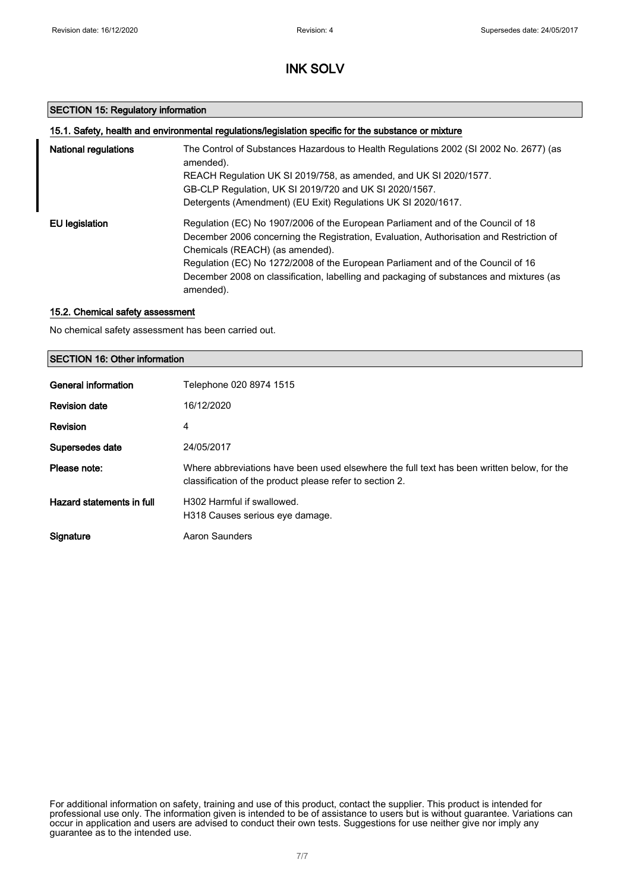# INK SOLV

## SECTION 15: Regulatory information

### 15.1. Safety, health and environmental regulations/legislation specific for the substance or mixture

| | |
|---|---|
| **National regulations** | The Control of Substances Hazardous to Health Regulations 2002 (SI 2002 No. 2677) (as amended).<br>REACH Regulation UK SI 2019/758, as amended, and UK SI 2020/1577.<br>GB-CLP Regulation, UK SI 2019/720 and UK SI 2020/1567.<br>Detergents (Amendment) (EU Exit) Regulations UK SI 2020/1617. |
| **EU legislation** | Regulation (EC) No 1907/2006 of the European Parliament and of the Council of 18 December 2006 concerning the Registration, Evaluation, Authorisation and Restriction of Chemicals (REACH) (as amended).<br>Regulation (EC) No 1272/2008 of the European Parliament and of the Council of 16 December 2008 on classification, labelling and packaging of substances and mixtures (as amended). |

### 15.2. Chemical safety assessment

No chemical safety assessment has been carried out.

## SECTION 16: Other information

| | |
|---|---|
| **General information** | Telephone 020 8974 1515 |
| **Revision date** | 16/12/2020 |
| **Revision** | 4 |
| **Supersedes date** | 24/05/2017 |
| **Please note:** | Where abbreviations have been used elsewhere the full text has been written below, for the classification of the product please refer to section 2. |
| **Hazard statements in full** | H302 Harmful if swallowed.<br>H318 Causes serious eye damage. |
| **Signature** | Aaron Saunders |

For additional information on safety, training and use of this product, contact the supplier. This product is intended for professional use only. The information given is intended to be of assistance to users but is without guarantee. Variations can occur in application and users are advised to conduct their own tests. Suggestions for use neither give nor imply any guarantee as to the intended use.